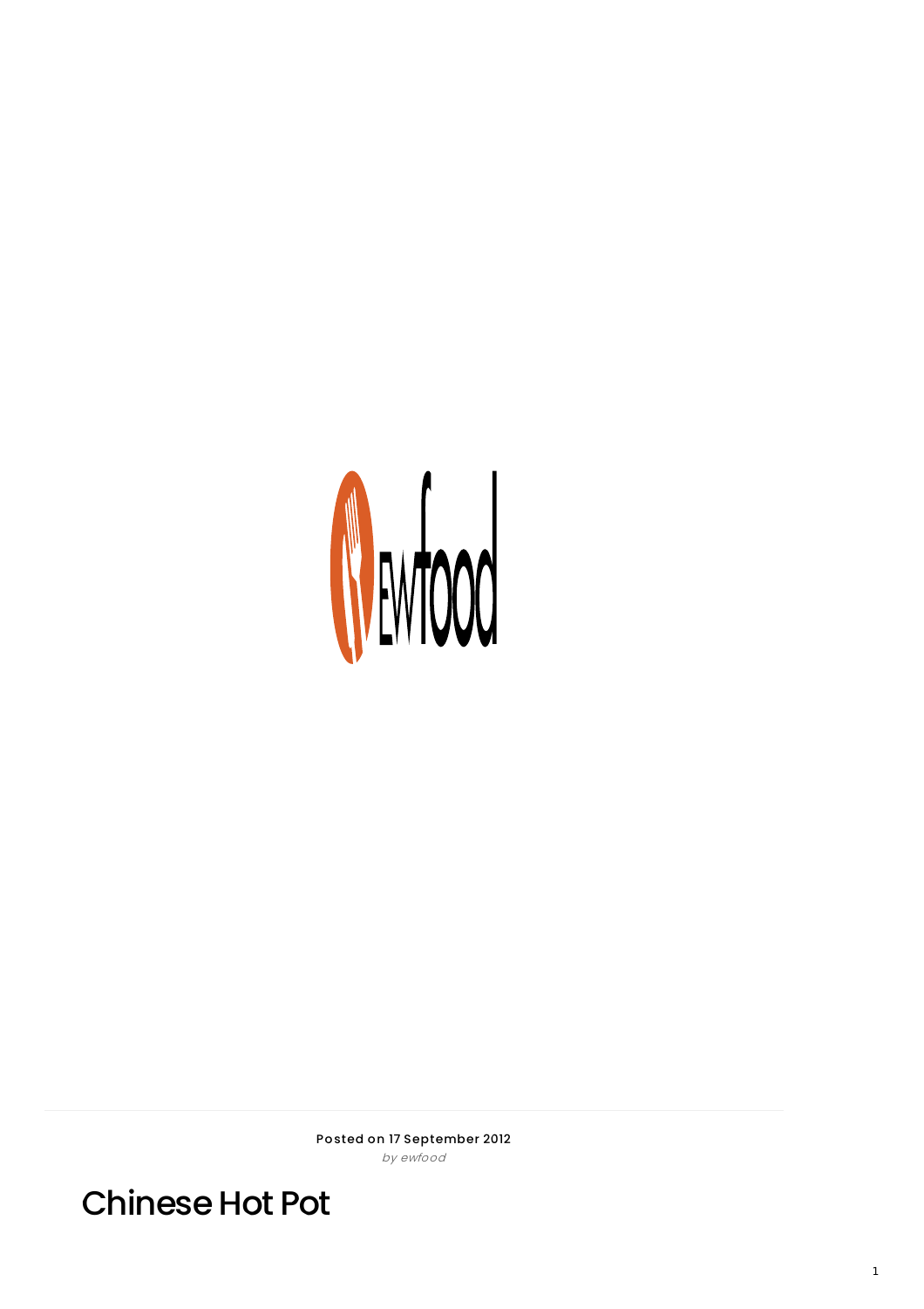Posted on 17 September 2012

*by ewfood*

# Chinese Hot Pot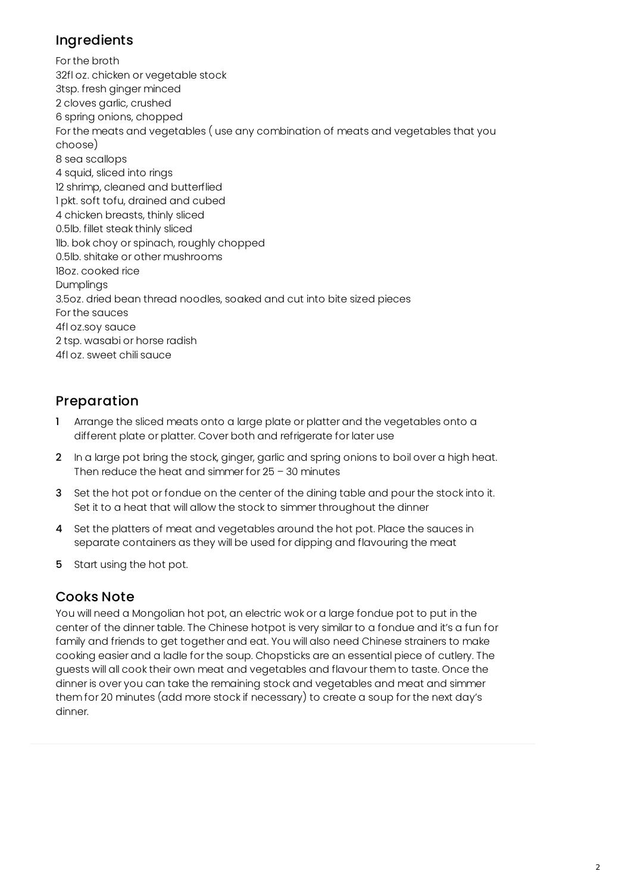## Ingredients

For the broth
32fl oz. chicken or vegetable stock
3tsp. fresh ginger minced
2 cloves garlic, crushed
6 spring onions, chopped
For the meats and vegetables ( use any combination of meats and vegetables that you choose)
8 sea scallops
4 squid, sliced into rings
12 shrimp, cleaned and butterflied
1 pkt. soft tofu, drained and cubed
4 chicken breasts, thinly sliced
0.5lb. fillet steak thinly sliced
1lb. bok choy or spinach, roughly chopped
0.5lb. shitake or other mushrooms
18oz. cooked rice
Dumplings
3.5oz. dried bean thread noodles, soaked and cut into bite sized pieces
For the sauces
4fl oz.soy sauce
2 tsp. wasabi or horse radish
4fl oz. sweet chili sauce

## Preparation

1. Arrange the sliced meats onto a large plate or platter and the vegetables onto a different plate or platter. Cover both and refrigerate for later use
2. In a large pot bring the stock, ginger, garlic and spring onions to boil over a high heat. Then reduce the heat and simmer for 25 – 30 minutes
3. Set the hot pot or fondue on the center of the dining table and pour the stock into it. Set it to a heat that will allow the stock to simmer throughout the dinner
4. Set the platters of meat and vegetables around the hot pot. Place the sauces in separate containers as they will be used for dipping and flavouring the meat
5. Start using the hot pot.

## Cooks Note

You will need a Mongolian hot pot, an electric wok or a large fondue pot to put in the center of the dinner table. The Chinese hotpot is very similar to a fondue and it's a fun for family and friends to get together and eat. You will also need Chinese strainers to make cooking easier and a ladle for the soup. Chopsticks are an essential piece of cutlery. The guests will all cook their own meat and vegetables and flavour them to taste. Once the dinner is over you can take the remaining stock and vegetables and meat and simmer them for 20 minutes (add more stock if necessary) to create a soup for the next day's dinner.